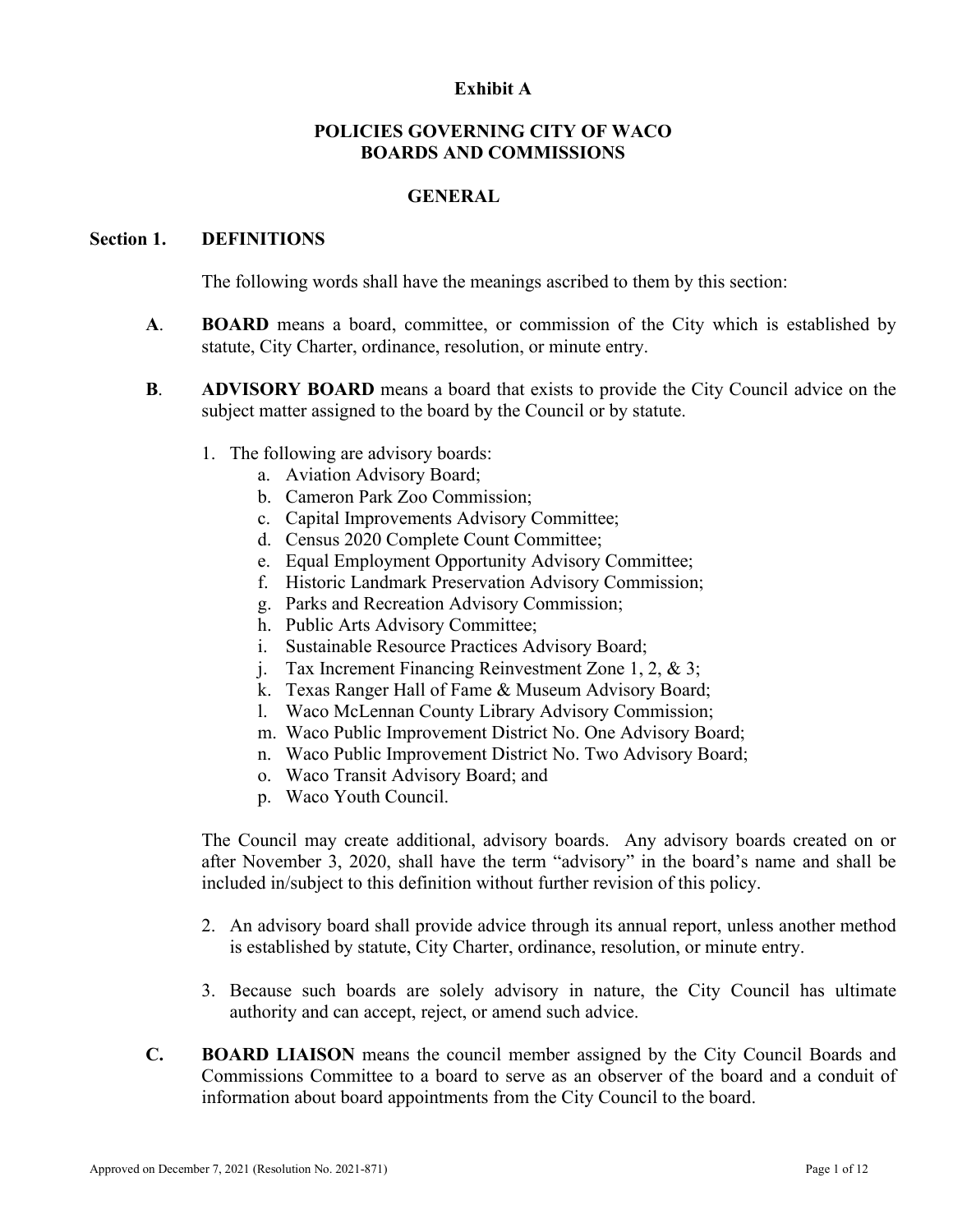**Exhibit A**

# POLICIES GOVERNING CITY OF WACO BOARDS AND COMMISSIONS

## GENERAL

### Section 1. DEFINITIONS

The following words shall have the meanings ascribed to them by this section:

**A**. **BOARD** means a board, committee, or commission of the City which is established by statute, City Charter, ordinance, resolution, or minute entry.

**B**. **ADVISORY BOARD** means a board that exists to provide the City Council advice on the subject matter assigned to the board by the Council or by statute.

1. The following are advisory boards:
   a. Aviation Advisory Board;
   b. Cameron Park Zoo Commission;
   c. Capital Improvements Advisory Committee;
   d. Census 2020 Complete Count Committee;
   e. Equal Employment Opportunity Advisory Committee;
   f. Historic Landmark Preservation Advisory Commission;
   g. Parks and Recreation Advisory Commission;
   h. Public Arts Advisory Committee;
   i. Sustainable Resource Practices Advisory Board;
   j. Tax Increment Financing Reinvestment Zone 1, 2, & 3;
   k. Texas Ranger Hall of Fame & Museum Advisory Board;
   l. Waco McLennan County Library Advisory Commission;
   m. Waco Public Improvement District No. One Advisory Board;
   n. Waco Public Improvement District No. Two Advisory Board;
   o. Waco Transit Advisory Board; and
   p. Waco Youth Council.

   The Council may create additional, advisory boards. Any advisory boards created on or after November 3, 2020, shall have the term "advisory" in the board's name and shall be included in/subject to this definition without further revision of this policy.

2. An advisory board shall provide advice through its annual report, unless another method is established by statute, City Charter, ordinance, resolution, or minute entry.

3. Because such boards are solely advisory in nature, the City Council has ultimate authority and can accept, reject, or amend such advice.

**C.** **BOARD LIAISON** means the council member assigned by the City Council Boards and Commissions Committee to a board to serve as an observer of the board and a conduit of information about board appointments from the City Council to the board.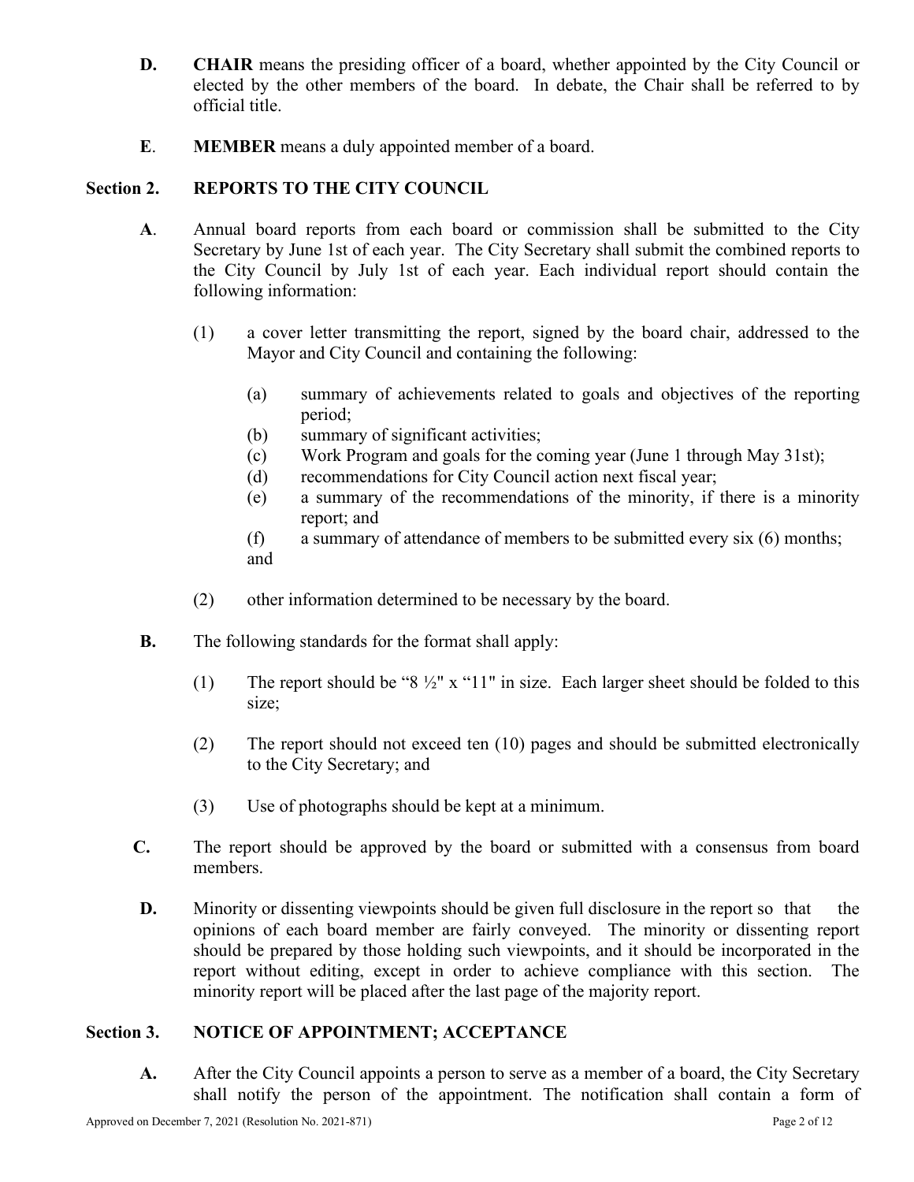**D.** **CHAIR** means the presiding officer of a board, whether appointed by the City Council or elected by the other members of the board. In debate, the Chair shall be referred to by official title.

**E**. **MEMBER** means a duly appointed member of a board.

## Section 2. REPORTS TO THE CITY COUNCIL

**A**. Annual board reports from each board or commission shall be submitted to the City Secretary by June 1st of each year. The City Secretary shall submit the combined reports to the City Council by July 1st of each year. Each individual report should contain the following information:

(1) a cover letter transmitting the report, signed by the board chair, addressed to the Mayor and City Council and containing the following:

(a) summary of achievements related to goals and objectives of the reporting period;
(b) summary of significant activities;
(c) Work Program and goals for the coming year (June 1 through May 31st);
(d) recommendations for City Council action next fiscal year;
(e) a summary of the recommendations of the minority, if there is a minority report; and
(f) a summary of attendance of members to be submitted every six (6) months; and

(2) other information determined to be necessary by the board.

**B.** The following standards for the format shall apply:

(1) The report should be "8 ½" x "11" in size. Each larger sheet should be folded to this size;

(2) The report should not exceed ten (10) pages and should be submitted electronically to the City Secretary; and

(3) Use of photographs should be kept at a minimum.

**C.** The report should be approved by the board or submitted with a consensus from board members.

**D.** Minority or dissenting viewpoints should be given full disclosure in the report so that the opinions of each board member are fairly conveyed. The minority or dissenting report should be prepared by those holding such viewpoints, and it should be incorporated in the report without editing, except in order to achieve compliance with this section. The minority report will be placed after the last page of the majority report.

## Section 3. NOTICE OF APPOINTMENT; ACCEPTANCE

**A.** After the City Council appoints a person to serve as a member of a board, the City Secretary shall notify the person of the appointment. The notification shall contain a form of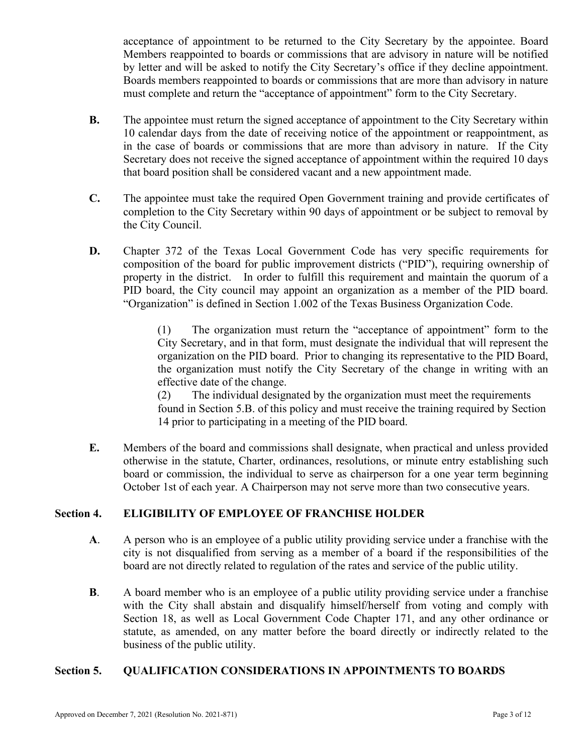acceptance of appointment to be returned to the City Secretary by the appointee. Board Members reappointed to boards or commissions that are advisory in nature will be notified by letter and will be asked to notify the City Secretary's office if they decline appointment. Boards members reappointed to boards or commissions that are more than advisory in nature must complete and return the "acceptance of appointment" form to the City Secretary.

**B.** The appointee must return the signed acceptance of appointment to the City Secretary within 10 calendar days from the date of receiving notice of the appointment or reappointment, as in the case of boards or commissions that are more than advisory in nature. If the City Secretary does not receive the signed acceptance of appointment within the required 10 days that board position shall be considered vacant and a new appointment made.

**C.** The appointee must take the required Open Government training and provide certificates of completion to the City Secretary within 90 days of appointment or be subject to removal by the City Council.

**D.** Chapter 372 of the Texas Local Government Code has very specific requirements for composition of the board for public improvement districts ("PID"), requiring ownership of property in the district. In order to fulfill this requirement and maintain the quorum of a PID board, the City council may appoint an organization as a member of the PID board. "Organization" is defined in Section 1.002 of the Texas Business Organization Code.

(1) The organization must return the "acceptance of appointment" form to the City Secretary, and in that form, must designate the individual that will represent the organization on the PID board. Prior to changing its representative to the PID Board, the organization must notify the City Secretary of the change in writing with an effective date of the change.

(2) The individual designated by the organization must meet the requirements found in Section 5.B. of this policy and must receive the training required by Section 14 prior to participating in a meeting of the PID board.

**E.** Members of the board and commissions shall designate, when practical and unless provided otherwise in the statute, Charter, ordinances, resolutions, or minute entry establishing such board or commission, the individual to serve as chairperson for a one year term beginning October 1st of each year. A Chairperson may not serve more than two consecutive years.

## Section 4. ELIGIBILITY OF EMPLOYEE OF FRANCHISE HOLDER

**A**. A person who is an employee of a public utility providing service under a franchise with the city is not disqualified from serving as a member of a board if the responsibilities of the board are not directly related to regulation of the rates and service of the public utility.

**B**. A board member who is an employee of a public utility providing service under a franchise with the City shall abstain and disqualify himself/herself from voting and comply with Section 18, as well as Local Government Code Chapter 171, and any other ordinance or statute, as amended, on any matter before the board directly or indirectly related to the business of the public utility.

## Section 5. QUALIFICATION CONSIDERATIONS IN APPOINTMENTS TO BOARDS

Approved on December 7, 2021 (Resolution No. 2021-871)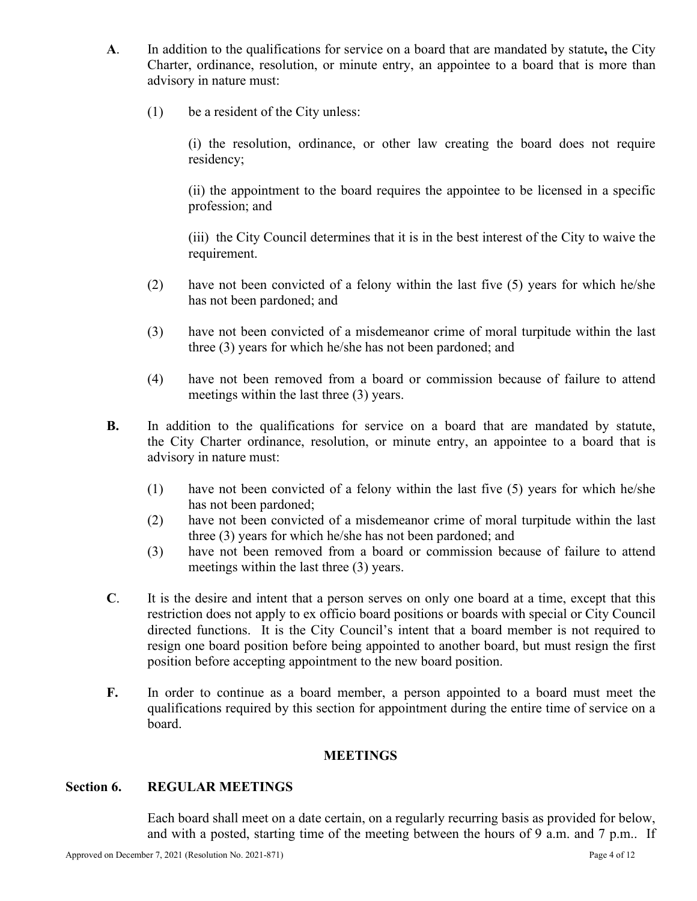**A**. In addition to the qualifications for service on a board that are mandated by statute**,** the City Charter, ordinance, resolution, or minute entry, an appointee to a board that is more than advisory in nature must:

(1) be a resident of the City unless:

(i) the resolution, ordinance, or other law creating the board does not require residency;

(ii) the appointment to the board requires the appointee to be licensed in a specific profession; and

(iii) the City Council determines that it is in the best interest of the City to waive the requirement.

(2) have not been convicted of a felony within the last five (5) years for which he/she has not been pardoned; and

(3) have not been convicted of a misdemeanor crime of moral turpitude within the last three (3) years for which he/she has not been pardoned; and

(4) have not been removed from a board or commission because of failure to attend meetings within the last three (3) years.

**B.** In addition to the qualifications for service on a board that are mandated by statute, the City Charter ordinance, resolution, or minute entry, an appointee to a board that is advisory in nature must:

(1) have not been convicted of a felony within the last five (5) years for which he/she has not been pardoned;
(2) have not been convicted of a misdemeanor crime of moral turpitude within the last three (3) years for which he/she has not been pardoned; and
(3) have not been removed from a board or commission because of failure to attend meetings within the last three (3) years.

**C**. It is the desire and intent that a person serves on only one board at a time, except that this restriction does not apply to ex officio board positions or boards with special or City Council directed functions. It is the City Council's intent that a board member is not required to resign one board position before being appointed to another board, but must resign the first position before accepting appointment to the new board position.

**F.** In order to continue as a board member, a person appointed to a board must meet the qualifications required by this section for appointment during the entire time of service on a board.

## MEETINGS

### Section 6. REGULAR MEETINGS

Each board shall meet on a date certain, on a regularly recurring basis as provided for below, and with a posted, starting time of the meeting between the hours of 9 a.m. and 7 p.m.. If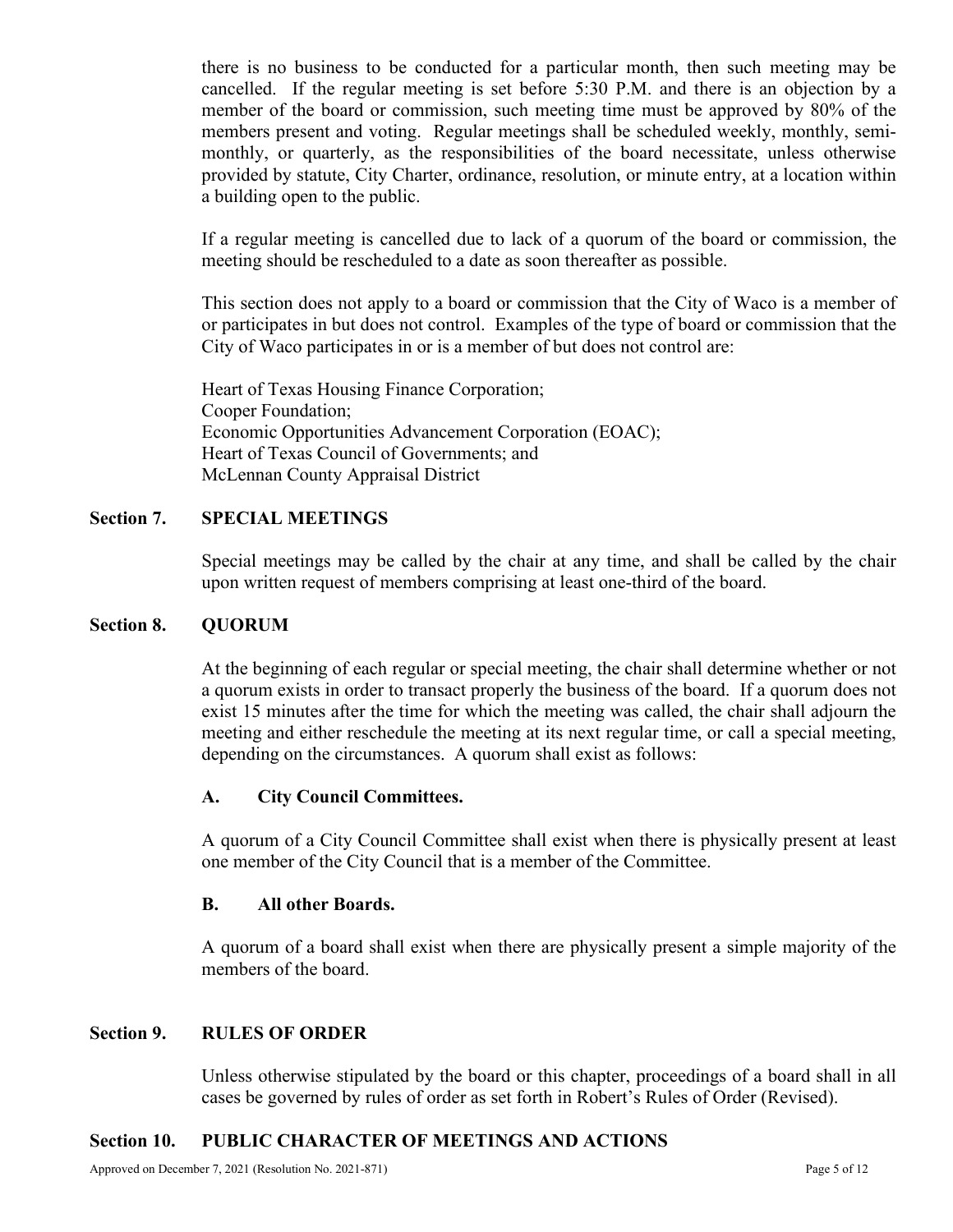there is no business to be conducted for a particular month, then such meeting may be cancelled. If the regular meeting is set before 5:30 P.M. and there is an objection by a member of the board or commission, such meeting time must be approved by 80% of the members present and voting. Regular meetings shall be scheduled weekly, monthly, semi-monthly, or quarterly, as the responsibilities of the board necessitate, unless otherwise provided by statute, City Charter, ordinance, resolution, or minute entry, at a location within a building open to the public.

If a regular meeting is cancelled due to lack of a quorum of the board or commission, the meeting should be rescheduled to a date as soon thereafter as possible.

This section does not apply to a board or commission that the City of Waco is a member of or participates in but does not control. Examples of the type of board or commission that the City of Waco participates in or is a member of but does not control are:

Heart of Texas Housing Finance Corporation;
Cooper Foundation;
Economic Opportunities Advancement Corporation (EOAC);
Heart of Texas Council of Governments; and
McLennan County Appraisal District

## Section 7. SPECIAL MEETINGS

Special meetings may be called by the chair at any time, and shall be called by the chair upon written request of members comprising at least one-third of the board.

## Section 8. QUORUM

At the beginning of each regular or special meeting, the chair shall determine whether or not a quorum exists in order to transact properly the business of the board. If a quorum does not exist 15 minutes after the time for which the meeting was called, the chair shall adjourn the meeting and either reschedule the meeting at its next regular time, or call a special meeting, depending on the circumstances. A quorum shall exist as follows:

### A. City Council Committees.

A quorum of a City Council Committee shall exist when there is physically present at least one member of the City Council that is a member of the Committee.

### B. All other Boards.

A quorum of a board shall exist when there are physically present a simple majority of the members of the board.

## Section 9. RULES OF ORDER

Unless otherwise stipulated by the board or this chapter, proceedings of a board shall in all cases be governed by rules of order as set forth in Robert's Rules of Order (Revised).

## Section 10. PUBLIC CHARACTER OF MEETINGS AND ACTIONS

Approved on December 7, 2021 (Resolution No. 2021-871)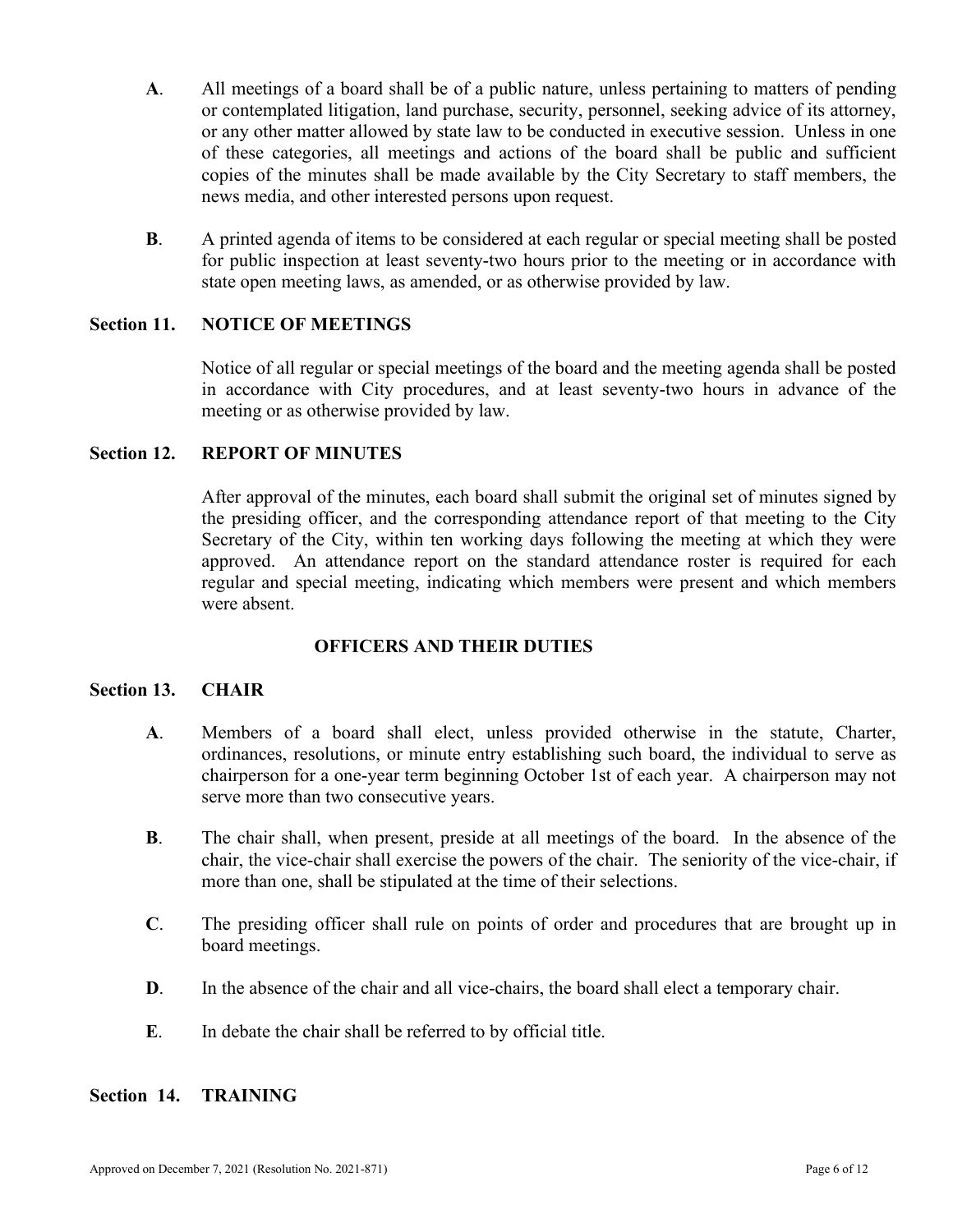**A**. All meetings of a board shall be of a public nature, unless pertaining to matters of pending or contemplated litigation, land purchase, security, personnel, seeking advice of its attorney, or any other matter allowed by state law to be conducted in executive session. Unless in one of these categories, all meetings and actions of the board shall be public and sufficient copies of the minutes shall be made available by the City Secretary to staff members, the news media, and other interested persons upon request.

**B**. A printed agenda of items to be considered at each regular or special meeting shall be posted for public inspection at least seventy-two hours prior to the meeting or in accordance with state open meeting laws, as amended, or as otherwise provided by law.

### Section 11. NOTICE OF MEETINGS

Notice of all regular or special meetings of the board and the meeting agenda shall be posted in accordance with City procedures, and at least seventy-two hours in advance of the meeting or as otherwise provided by law.

### Section 12. REPORT OF MINUTES

After approval of the minutes, each board shall submit the original set of minutes signed by the presiding officer, and the corresponding attendance report of that meeting to the City Secretary of the City, within ten working days following the meeting at which they were approved. An attendance report on the standard attendance roster is required for each regular and special meeting, indicating which members were present and which members were absent.

## OFFICERS AND THEIR DUTIES

### Section 13. CHAIR

**A**. Members of a board shall elect, unless provided otherwise in the statute, Charter, ordinances, resolutions, or minute entry establishing such board, the individual to serve as chairperson for a one-year term beginning October 1st of each year. A chairperson may not serve more than two consecutive years.

**B**. The chair shall, when present, preside at all meetings of the board. In the absence of the chair, the vice-chair shall exercise the powers of the chair. The seniority of the vice-chair, if more than one, shall be stipulated at the time of their selections.

**C**. The presiding officer shall rule on points of order and procedures that are brought up in board meetings.

**D**. In the absence of the chair and all vice-chairs, the board shall elect a temporary chair.

**E**. In debate the chair shall be referred to by official title.

### Section 14. TRAINING

Approved on December 7, 2021 (Resolution No. 2021-871)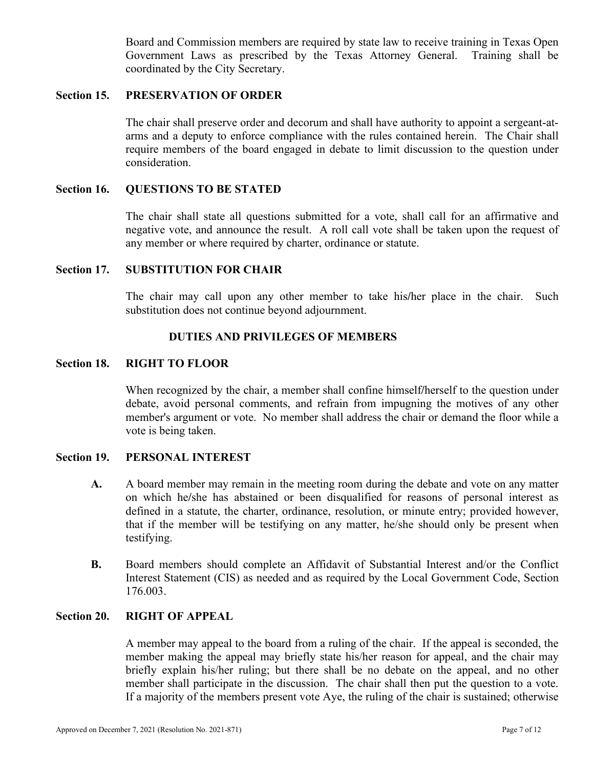Board and Commission members are required by state law to receive training in Texas Open Government Laws as prescribed by the Texas Attorney General. Training shall be coordinated by the City Secretary.

### Section 15. PRESERVATION OF ORDER

The chair shall preserve order and decorum and shall have authority to appoint a sergeant-at-arms and a deputy to enforce compliance with the rules contained herein. The Chair shall require members of the board engaged in debate to limit discussion to the question under consideration.

### Section 16. QUESTIONS TO BE STATED

The chair shall state all questions submitted for a vote, shall call for an affirmative and negative vote, and announce the result. A roll call vote shall be taken upon the request of any member or where required by charter, ordinance or statute.

### Section 17. SUBSTITUTION FOR CHAIR

The chair may call upon any other member to take his/her place in the chair. Such substitution does not continue beyond adjournment.

## DUTIES AND PRIVILEGES OF MEMBERS

### Section 18. RIGHT TO FLOOR

When recognized by the chair, a member shall confine himself/herself to the question under debate, avoid personal comments, and refrain from impugning the motives of any other member's argument or vote. No member shall address the chair or demand the floor while a vote is being taken.

### Section 19. PERSONAL INTEREST

**A.** A board member may remain in the meeting room during the debate and vote on any matter on which he/she has abstained or been disqualified for reasons of personal interest as defined in a statute, the charter, ordinance, resolution, or minute entry; provided however, that if the member will be testifying on any matter, he/she should only be present when testifying.

**B.** Board members should complete an Affidavit of Substantial Interest and/or the Conflict Interest Statement (CIS) as needed and as required by the Local Government Code, Section 176.003.

### Section 20. RIGHT OF APPEAL

A member may appeal to the board from a ruling of the chair. If the appeal is seconded, the member making the appeal may briefly state his/her reason for appeal, and the chair may briefly explain his/her ruling; but there shall be no debate on the appeal, and no other member shall participate in the discussion. The chair shall then put the question to a vote. If a majority of the members present vote Aye, the ruling of the chair is sustained; otherwise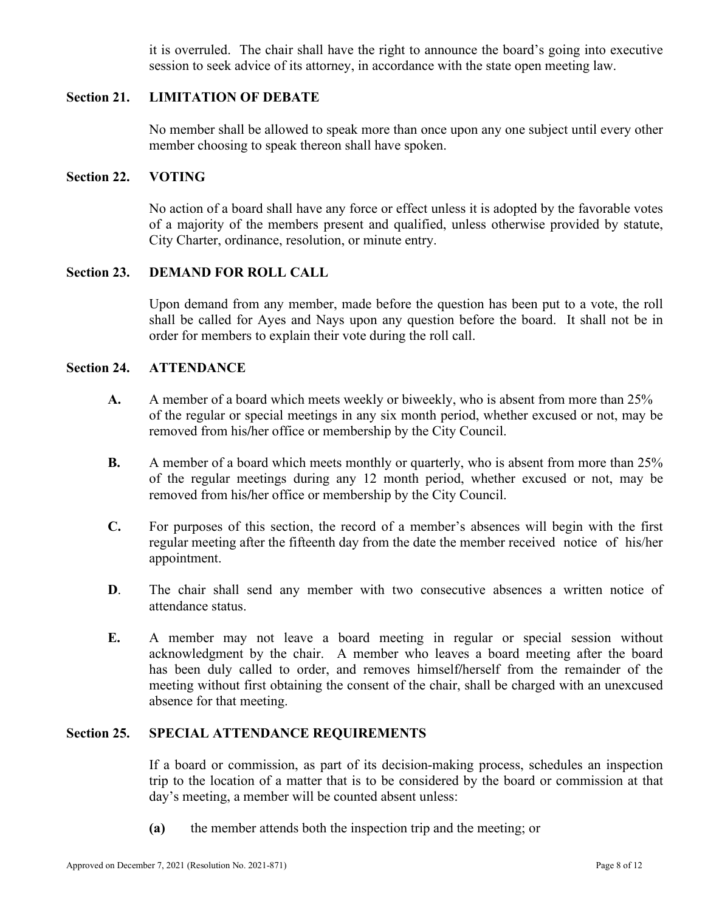it is overruled. The chair shall have the right to announce the board's going into executive session to seek advice of its attorney, in accordance with the state open meeting law.

### Section 21. LIMITATION OF DEBATE

No member shall be allowed to speak more than once upon any one subject until every other member choosing to speak thereon shall have spoken.

### Section 22. VOTING

No action of a board shall have any force or effect unless it is adopted by the favorable votes of a majority of the members present and qualified, unless otherwise provided by statute, City Charter, ordinance, resolution, or minute entry.

### Section 23. DEMAND FOR ROLL CALL

Upon demand from any member, made before the question has been put to a vote, the roll shall be called for Ayes and Nays upon any question before the board. It shall not be in order for members to explain their vote during the roll call.

### Section 24. ATTENDANCE

**A.** A member of a board which meets weekly or biweekly, who is absent from more than 25% of the regular or special meetings in any six month period, whether excused or not, may be removed from his/her office or membership by the City Council.

**B.** A member of a board which meets monthly or quarterly, who is absent from more than 25% of the regular meetings during any 12 month period, whether excused or not, may be removed from his/her office or membership by the City Council.

**C.** For purposes of this section, the record of a member's absences will begin with the first regular meeting after the fifteenth day from the date the member received notice of his/her appointment.

**D**. The chair shall send any member with two consecutive absences a written notice of attendance status.

**E.** A member may not leave a board meeting in regular or special session without acknowledgment by the chair. A member who leaves a board meeting after the board has been duly called to order, and removes himself/herself from the remainder of the meeting without first obtaining the consent of the chair, shall be charged with an unexcused absence for that meeting.

### Section 25. SPECIAL ATTENDANCE REQUIREMENTS

If a board or commission, as part of its decision-making process, schedules an inspection trip to the location of a matter that is to be considered by the board or commission at that day's meeting, a member will be counted absent unless:

**(a)** the member attends both the inspection trip and the meeting; or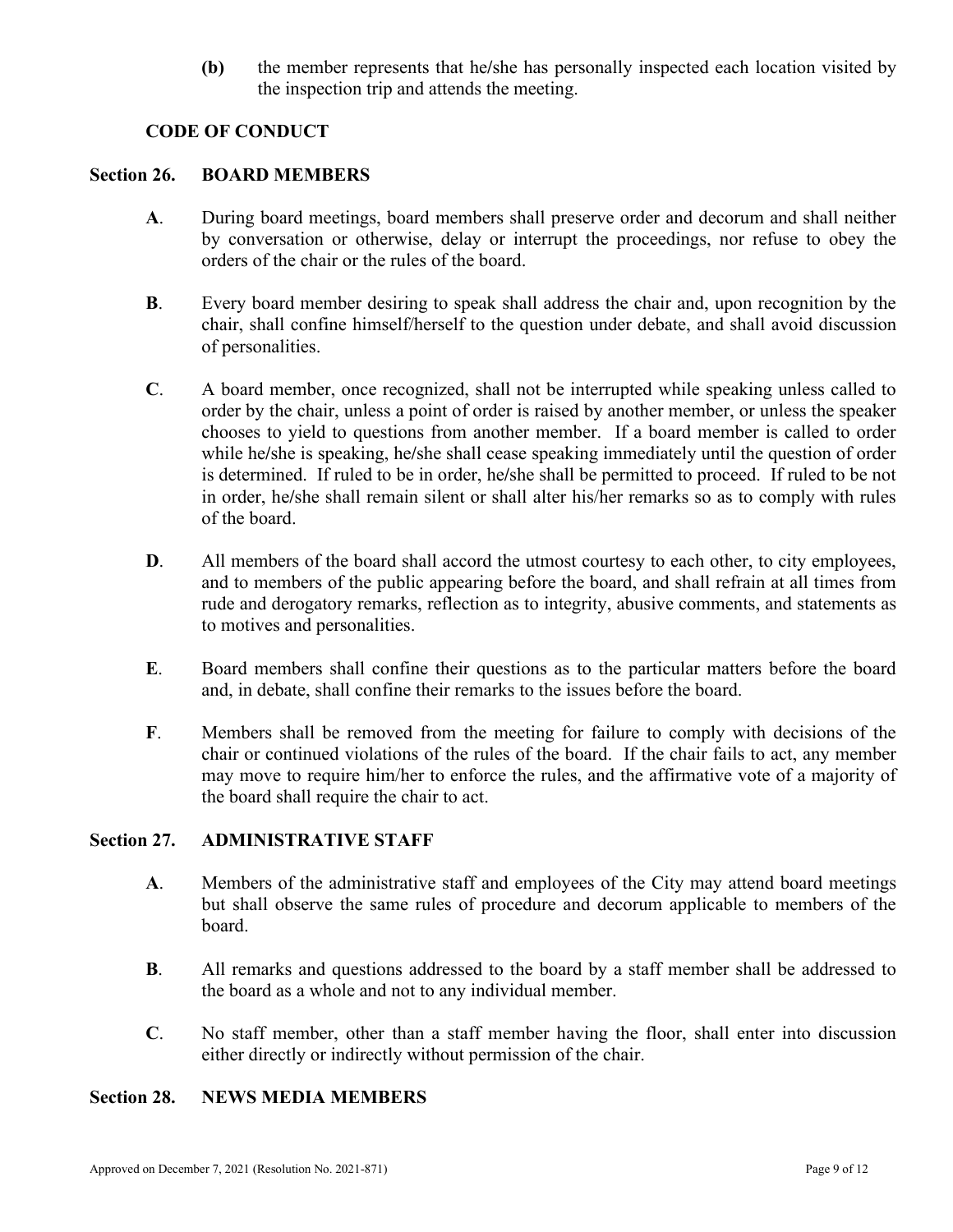**(b)** the member represents that he/she has personally inspected each location visited by the inspection trip and attends the meeting.

## CODE OF CONDUCT

### Section 26. BOARD MEMBERS

**A**. During board meetings, board members shall preserve order and decorum and shall neither by conversation or otherwise, delay or interrupt the proceedings, nor refuse to obey the orders of the chair or the rules of the board.

**B**. Every board member desiring to speak shall address the chair and, upon recognition by the chair, shall confine himself/herself to the question under debate, and shall avoid discussion of personalities.

**C**. A board member, once recognized, shall not be interrupted while speaking unless called to order by the chair, unless a point of order is raised by another member, or unless the speaker chooses to yield to questions from another member. If a board member is called to order while he/she is speaking, he/she shall cease speaking immediately until the question of order is determined. If ruled to be in order, he/she shall be permitted to proceed. If ruled to be not in order, he/she shall remain silent or shall alter his/her remarks so as to comply with rules of the board.

**D**. All members of the board shall accord the utmost courtesy to each other, to city employees, and to members of the public appearing before the board, and shall refrain at all times from rude and derogatory remarks, reflection as to integrity, abusive comments, and statements as to motives and personalities.

**E**. Board members shall confine their questions as to the particular matters before the board and, in debate, shall confine their remarks to the issues before the board.

**F**. Members shall be removed from the meeting for failure to comply with decisions of the chair or continued violations of the rules of the board. If the chair fails to act, any member may move to require him/her to enforce the rules, and the affirmative vote of a majority of the board shall require the chair to act.

### Section 27. ADMINISTRATIVE STAFF

**A**. Members of the administrative staff and employees of the City may attend board meetings but shall observe the same rules of procedure and decorum applicable to members of the board.

**B**. All remarks and questions addressed to the board by a staff member shall be addressed to the board as a whole and not to any individual member.

**C**. No staff member, other than a staff member having the floor, shall enter into discussion either directly or indirectly without permission of the chair.

### Section 28. NEWS MEDIA MEMBERS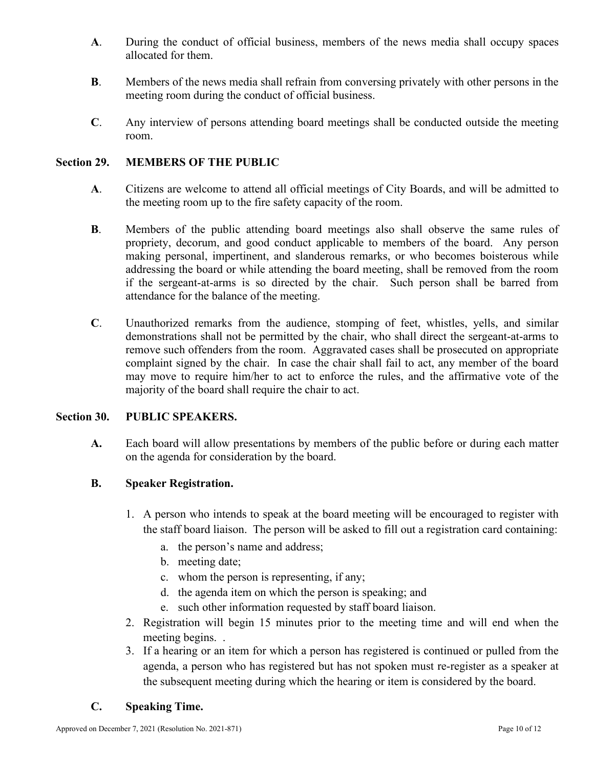**A**. During the conduct of official business, members of the news media shall occupy spaces allocated for them.

**B**. Members of the news media shall refrain from conversing privately with other persons in the meeting room during the conduct of official business.

**C**. Any interview of persons attending board meetings shall be conducted outside the meeting room.

## Section 29. MEMBERS OF THE PUBLIC

**A**. Citizens are welcome to attend all official meetings of City Boards, and will be admitted to the meeting room up to the fire safety capacity of the room.

**B**. Members of the public attending board meetings also shall observe the same rules of propriety, decorum, and good conduct applicable to members of the board. Any person making personal, impertinent, and slanderous remarks, or who becomes boisterous while addressing the board or while attending the board meeting, shall be removed from the room if the sergeant-at-arms is so directed by the chair. Such person shall be barred from attendance for the balance of the meeting.

**C**. Unauthorized remarks from the audience, stomping of feet, whistles, yells, and similar demonstrations shall not be permitted by the chair, who shall direct the sergeant-at-arms to remove such offenders from the room. Aggravated cases shall be prosecuted on appropriate complaint signed by the chair. In case the chair shall fail to act, any member of the board may move to require him/her to act to enforce the rules, and the affirmative vote of the majority of the board shall require the chair to act.

## Section 30. PUBLIC SPEAKERS.

**A.** Each board will allow presentations by members of the public before or during each matter on the agenda for consideration by the board.

**B. Speaker Registration.**

1. A person who intends to speak at the board meeting will be encouraged to register with the staff board liaison. The person will be asked to fill out a registration card containing:
   a. the person's name and address;
   b. meeting date;
   c. whom the person is representing, if any;
   d. the agenda item on which the person is speaking; and
   e. such other information requested by staff board liaison.
2. Registration will begin 15 minutes prior to the meeting time and will end when the meeting begins. .
3. If a hearing or an item for which a person has registered is continued or pulled from the agenda, a person who has registered but has not spoken must re-register as a speaker at the subsequent meeting during which the hearing or item is considered by the board.

**C. Speaking Time.**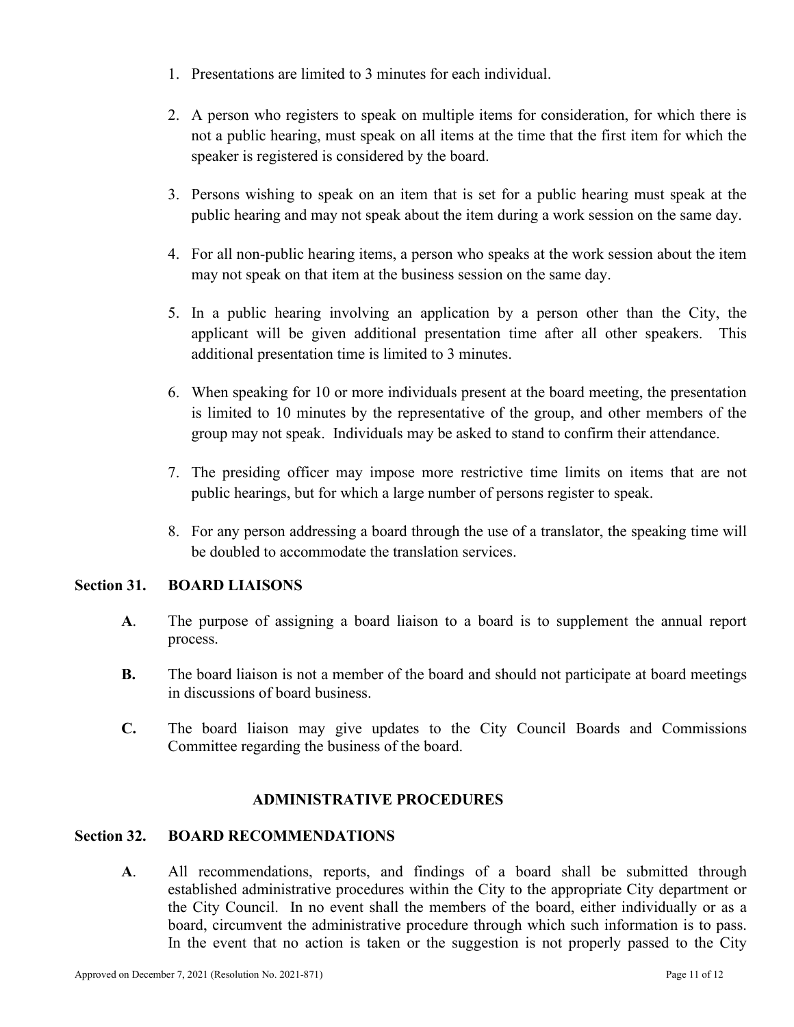1. Presentations are limited to 3 minutes for each individual.

2. A person who registers to speak on multiple items for consideration, for which there is not a public hearing, must speak on all items at the time that the first item for which the speaker is registered is considered by the board.

3. Persons wishing to speak on an item that is set for a public hearing must speak at the public hearing and may not speak about the item during a work session on the same day.

4. For all non-public hearing items, a person who speaks at the work session about the item may not speak on that item at the business session on the same day.

5. In a public hearing involving an application by a person other than the City, the applicant will be given additional presentation time after all other speakers. This additional presentation time is limited to 3 minutes.

6. When speaking for 10 or more individuals present at the board meeting, the presentation is limited to 10 minutes by the representative of the group, and other members of the group may not speak. Individuals may be asked to stand to confirm their attendance.

7. The presiding officer may impose more restrictive time limits on items that are not public hearings, but for which a large number of persons register to speak.

8. For any person addressing a board through the use of a translator, the speaking time will be doubled to accommodate the translation services.

### Section 31. BOARD LIAISONS

**A**. The purpose of assigning a board liaison to a board is to supplement the annual report process.

**B.** The board liaison is not a member of the board and should not participate at board meetings in discussions of board business.

**C.** The board liaison may give updates to the City Council Boards and Commissions Committee regarding the business of the board.

## ADMINISTRATIVE PROCEDURES

### Section 32. BOARD RECOMMENDATIONS

**A**. All recommendations, reports, and findings of a board shall be submitted through established administrative procedures within the City to the appropriate City department or the City Council. In no event shall the members of the board, either individually or as a board, circumvent the administrative procedure through which such information is to pass. In the event that no action is taken or the suggestion is not properly passed to the City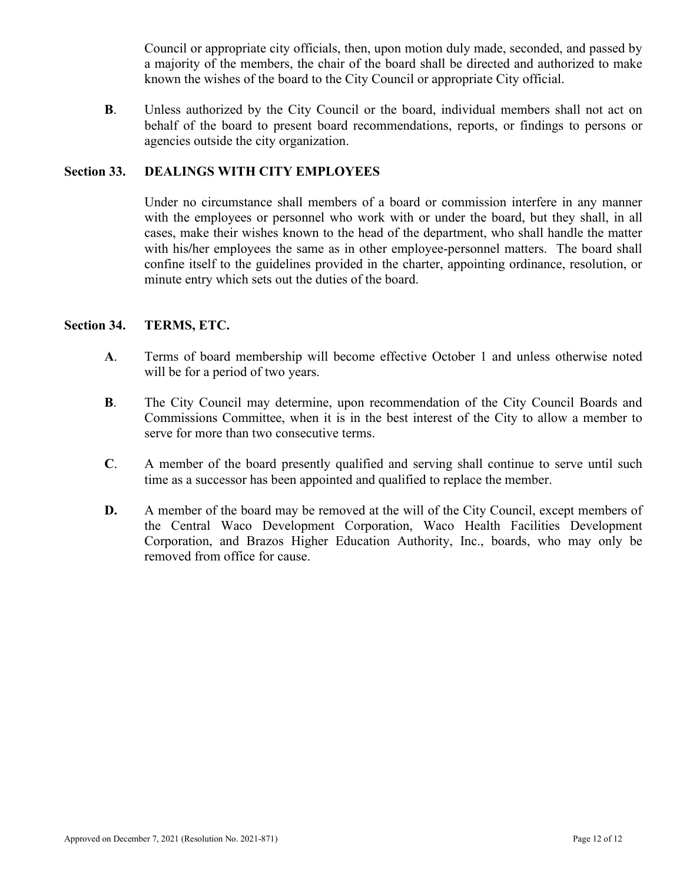Council or appropriate city officials, then, upon motion duly made, seconded, and passed by a majority of the members, the chair of the board shall be directed and authorized to make known the wishes of the board to the City Council or appropriate City official.

**B**. Unless authorized by the City Council or the board, individual members shall not act on behalf of the board to present board recommendations, reports, or findings to persons or agencies outside the city organization.

## Section 33. DEALINGS WITH CITY EMPLOYEES

Under no circumstance shall members of a board or commission interfere in any manner with the employees or personnel who work with or under the board, but they shall, in all cases, make their wishes known to the head of the department, who shall handle the matter with his/her employees the same as in other employee-personnel matters. The board shall confine itself to the guidelines provided in the charter, appointing ordinance, resolution, or minute entry which sets out the duties of the board.

## Section 34. TERMS, ETC.

**A**. Terms of board membership will become effective October 1 and unless otherwise noted will be for a period of two years.

**B**. The City Council may determine, upon recommendation of the City Council Boards and Commissions Committee, when it is in the best interest of the City to allow a member to serve for more than two consecutive terms.

**C**. A member of the board presently qualified and serving shall continue to serve until such time as a successor has been appointed and qualified to replace the member.

**D.** A member of the board may be removed at the will of the City Council, except members of the Central Waco Development Corporation, Waco Health Facilities Development Corporation, and Brazos Higher Education Authority, Inc., boards, who may only be removed from office for cause.

Approved on December 7, 2021 (Resolution No. 2021-871)